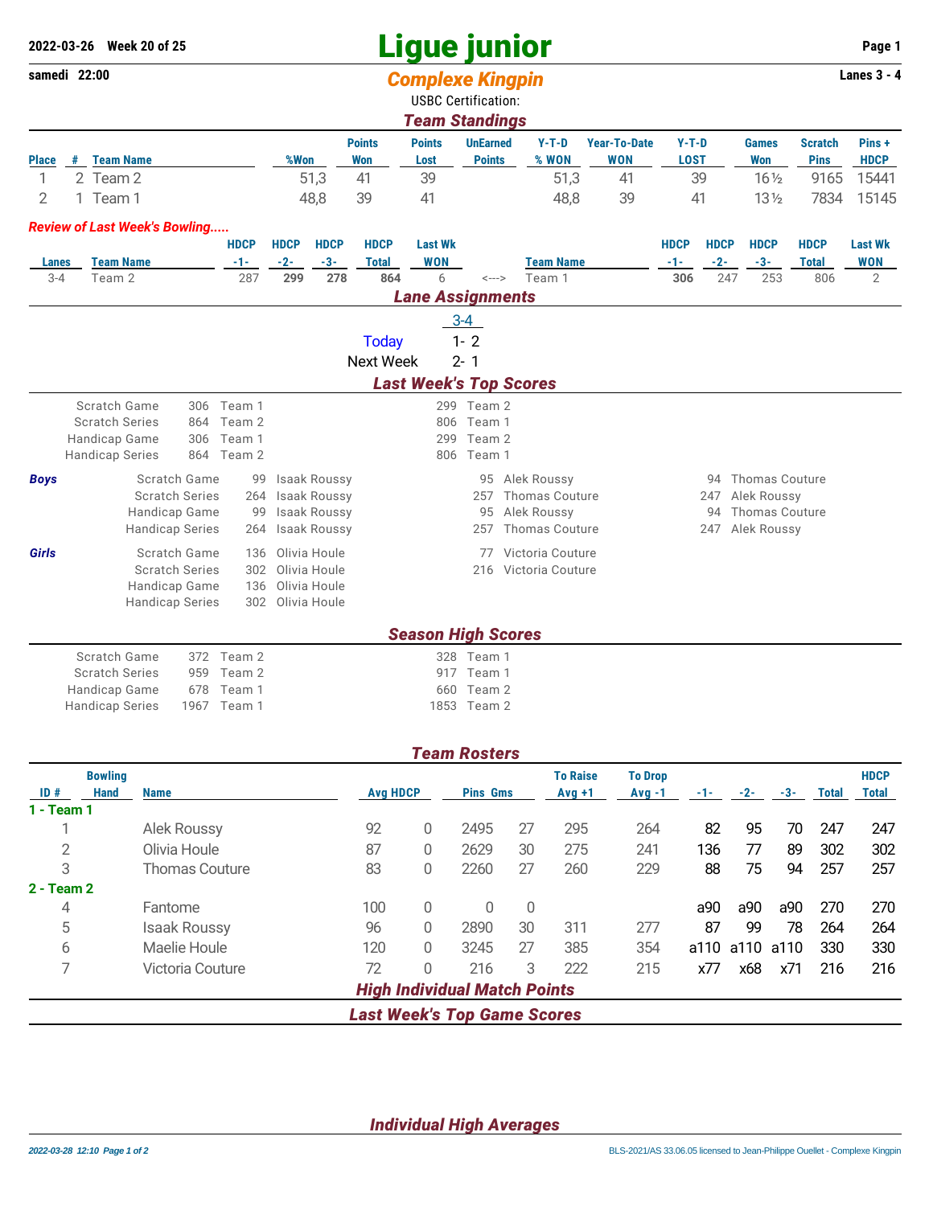2022-03-26 Week 20 of 25

# Ligue junior

samedi 22:00

## Complexe Kingpin

Lanes 3 - 4

USBC Certification:

### Team Standings

| Place | # | Team Name | %Won | Points Won | Points Lost | UnEarned Points | Y-T-D % WON | Year-To-Date WON | Y-T-D LOST | Games Won | Scratch Pins | Pins + HDCP |
|---|---|---|---|---|---|---|---|---|---|---|---|---|
| 1 | 2 | Team 2 | 51,3 | 41 | 39 | | 51,3 | 41 | 39 | 16½ | 9165 | 15441 |
| 2 | 1 | Team 1 | 48,8 | 39 | 41 | | 48,8 | 39 | 41 | 13½ | 7834 | 15145 |

*Review of Last Week's Bowling.....*

| Lanes | Team Name | HDCP -1- | HDCP -2- | HDCP -3- | HDCP Total | Last Wk WON | | Team Name | HDCP -1- | HDCP -2- | HDCP -3- | HDCP Total | Last Wk WON |
|---|---|---|---|---|---|---|---|---|---|---|---|---|---|
| 3-4 | Team 2 | 287 | **299** | **278** | **864** | 6 | <---> | Team 1 | **306** | 247 | 253 | 806 | 2 |

### Lane Assignments

| | 3-4 |
|---|---|
| Today | 1- 2 |
| Next Week | 2- 1 |

### Last Week's Top Scores

| | | | | |
|---|---|---|---|---|
| Scratch Game | 306 | Team 1 | 299 | Team 2 |
| Scratch Series | 864 | Team 2 | 806 | Team 1 |
| Handicap Game | 306 | Team 1 | 299 | Team 2 |
| Handicap Series | 864 | Team 2 | 806 | Team 1 |

***Boys***

| | | | | | | |
|---|---|---|---|---|---|---|
| Scratch Game | 99 | Isaak Roussy | 95 | Alek Roussy | 94 | Thomas Couture |
| Scratch Series | 264 | Isaak Roussy | 257 | Thomas Couture | 247 | Alek Roussy |
| Handicap Game | 99 | Isaak Roussy | 95 | Alek Roussy | 94 | Thomas Couture |
| Handicap Series | 264 | Isaak Roussy | 257 | Thomas Couture | 247 | Alek Roussy |

***Girls***

| | | | | |
|---|---|---|---|---|
| Scratch Game | 136 | Olivia Houle | 77 | Victoria Couture |
| Scratch Series | 302 | Olivia Houle | 216 | Victoria Couture |
| Handicap Game | 136 | Olivia Houle | | |
| Handicap Series | 302 | Olivia Houle | | |

### Season High Scores

| | | | | |
|---|---|---|---|---|
| Scratch Game | 372 | Team 2 | 328 | Team 1 |
| Scratch Series | 959 | Team 2 | 917 | Team 1 |
| Handicap Game | 678 | Team 1 | 660 | Team 2 |
| Handicap Series | 1967 | Team 1 | 1853 | Team 2 |

### Team Rosters

| ID # | Bowling Hand | Name | Avg | HDCP | Pins | Gms | To Raise Avg +1 | To Drop Avg -1 | -1- | -2- | -3- | Total | HDCP Total |
|---|---|---|---|---|---|---|---|---|---|---|---|---|---|
| **1 - Team 1** | | | | | | | | | | | | | |
| 1 | | Alek Roussy | 92 | 0 | 2495 | 27 | 295 | 264 | 82 | 95 | 70 | 247 | 247 |
| 2 | | Olivia Houle | 87 | 0 | 2629 | 30 | 275 | 241 | 136 | 77 | 89 | 302 | 302 |
| 3 | | Thomas Couture | 83 | 0 | 2260 | 27 | 260 | 229 | 88 | 75 | 94 | 257 | 257 |
| **2 - Team 2** | | | | | | | | | | | | | |
| 4 | | Fantome | 100 | 0 | 0 | 0 | | | a90 | a90 | a90 | 270 | 270 |
| 5 | | Isaak Roussy | 96 | 0 | 2890 | 30 | 311 | 277 | 87 | 99 | 78 | 264 | 264 |
| 6 | | Maelie Houle | 120 | 0 | 3245 | 27 | 385 | 354 | a110 | a110 | a110 | 330 | 330 |
| 7 | | Victoria Couture | 72 | 0 | 216 | 3 | 222 | 215 | x77 | x68 | x71 | 216 | 216 |

### High Individual Match Points

### Last Week's Top Game Scores

### Individual High Averages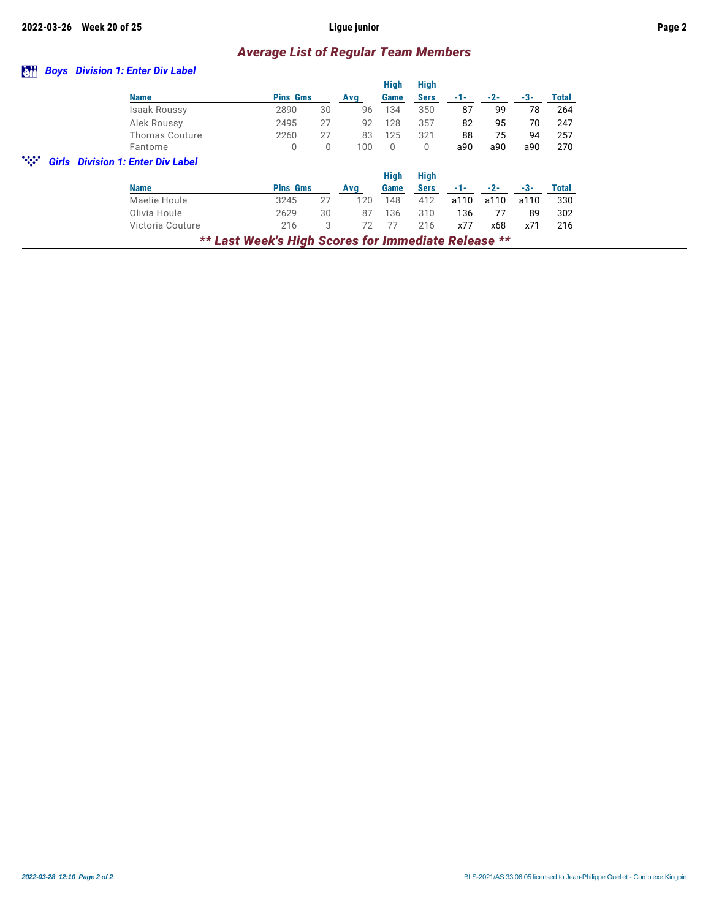## *Average List of Regular Team Members*

### *Boys Division 1: Enter Div Label*

| Name | Pins | Gms | Avg | High Game | High Sers | -1- | -2- | -3- | Total |
|---|---|---|---|---|---|---|---|---|---|
| Isaak Roussy | 2890 | 30 | 96 | 134 | 350 | 87 | 99 | 78 | 264 |
| Alek Roussy | 2495 | 27 | 92 | 128 | 357 | 82 | 95 | 70 | 247 |
| Thomas Couture | 2260 | 27 | 83 | 125 | 321 | 88 | 75 | 94 | 257 |
| Fantome | 0 | 0 | 100 | 0 | 0 | a90 | a90 | a90 | 270 |

### *Girls Division 1: Enter Div Label*

| Name | Pins | Gms | Avg | High Game | High Sers | -1- | -2- | -3- | Total |
|---|---|---|---|---|---|---|---|---|---|
| Maelie Houle | 3245 | 27 | 120 | 148 | 412 | a110 | a110 | a110 | 330 |
| Olivia Houle | 2629 | 30 | 87 | 136 | 310 | 136 | 77 | 89 | 302 |
| Victoria Couture | 216 | 3 | 72 | 77 | 216 | x77 | x68 | x71 | 216 |

***\*\* Last Week's High Scores for Immediate Release \*\****

BLS-2021/AS 33.06.05 licensed to Jean-Philippe Ouellet - Complexe Kingpin